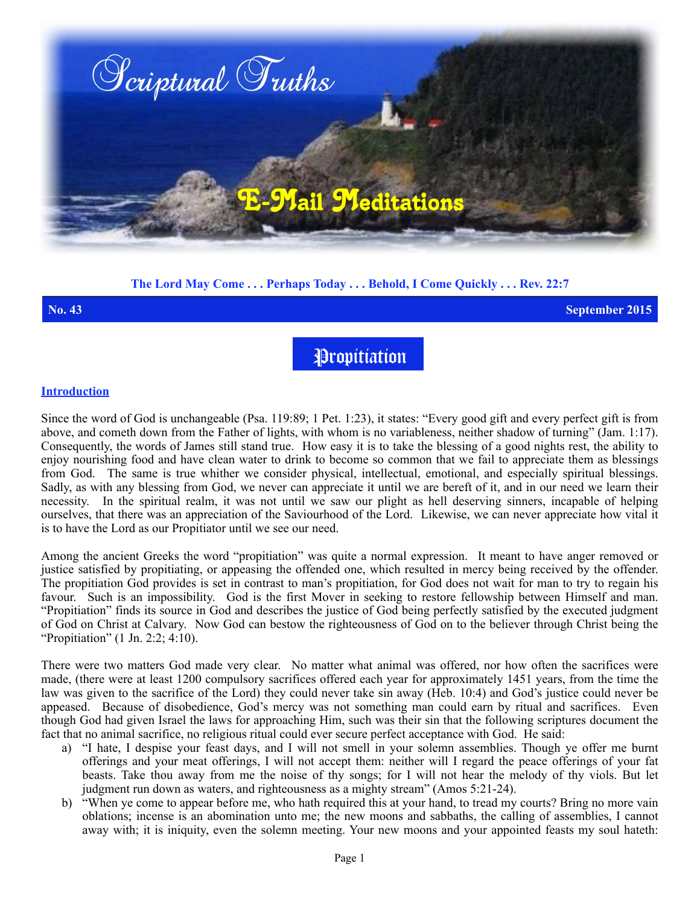# Scriptural Truths

## E-Mail Meditations

**The Lord May Come . . . Perhaps Today . . . Behold, I Come Quickly . . . Rev. 22:7**

**No. 43** **September 2015**

# Propitiation

## Introduction

Since the word of God is unchangeable (Psa. 119:89; 1 Pet. 1:23), it states: "Every good gift and every perfect gift is from above, and cometh down from the Father of lights, with whom is no variableness, neither shadow of turning" (Jam. 1:17). Consequently, the words of James still stand true. How easy it is to take the blessing of a good nights rest, the ability to enjoy nourishing food and have clean water to drink to become so common that we fail to appreciate them as blessings from God. The same is true whither we consider physical, intellectual, emotional, and especially spiritual blessings. Sadly, as with any blessing from God, we never can appreciate it until we are bereft of it, and in our need we learn their necessity. In the spiritual realm, it was not until we saw our plight as hell deserving sinners, incapable of helping ourselves, that there was an appreciation of the Saviourhood of the Lord. Likewise, we can never appreciate how vital it is to have the Lord as our Propitiator until we see our need.

Among the ancient Greeks the word "propitiation" was quite a normal expression. It meant to have anger removed or justice satisfied by propitiating, or appeasing the offended one, which resulted in mercy being received by the offender. The propitiation God provides is set in contrast to man's propitiation, for God does not wait for man to try to regain his favour. Such is an impossibility. God is the first Mover in seeking to restore fellowship between Himself and man. "Propitiation" finds its source in God and describes the justice of God being perfectly satisfied by the executed judgment of God on Christ at Calvary. Now God can bestow the righteousness of God on to the believer through Christ being the "Propitiation" (1 Jn. 2:2; 4:10).

There were two matters God made very clear. No matter what animal was offered, nor how often the sacrifices were made, (there were at least 1200 compulsory sacrifices offered each year for approximately 1451 years, from the time the law was given to the sacrifice of the Lord) they could never take sin away (Heb. 10:4) and God's justice could never be appeased. Because of disobedience, God's mercy was not something man could earn by ritual and sacrifices. Even though God had given Israel the laws for approaching Him, such was their sin that the following scriptures document the fact that no animal sacrifice, no religious ritual could ever secure perfect acceptance with God. He said:

a) "I hate, I despise your feast days, and I will not smell in your solemn assemblies. Though ye offer me burnt offerings and your meat offerings, I will not accept them: neither will I regard the peace offerings of your fat beasts. Take thou away from me the noise of thy songs; for I will not hear the melody of thy viols. But let judgment run down as waters, and righteousness as a mighty stream" (Amos 5:21-24).
b) "When ye come to appear before me, who hath required this at your hand, to tread my courts? Bring no more vain oblations; incense is an abomination unto me; the new moons and sabbaths, the calling of assemblies, I cannot away with; it is iniquity, even the solemn meeting. Your new moons and your appointed feasts my soul hateth: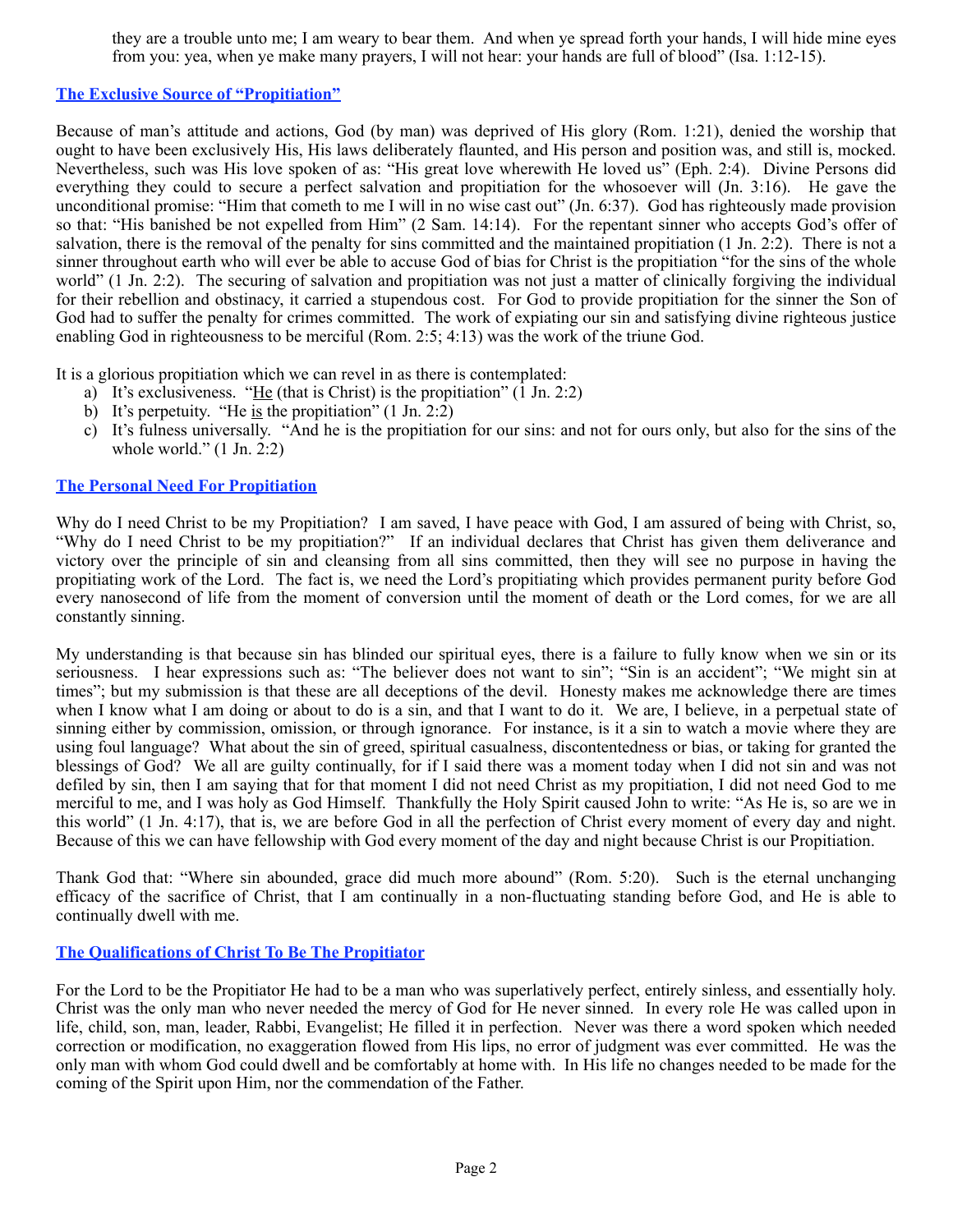they are a trouble unto me; I am weary to bear them. And when ye spread forth your hands, I will hide mine eyes from you: yea, when ye make many prayers, I will not hear: your hands are full of blood" (Isa. 1:12-15).

## The Exclusive Source of "Propitiation"

Because of man's attitude and actions, God (by man) was deprived of His glory (Rom. 1:21), denied the worship that ought to have been exclusively His, His laws deliberately flaunted, and His person and position was, and still is, mocked. Nevertheless, such was His love spoken of as: "His great love wherewith He loved us" (Eph. 2:4). Divine Persons did everything they could to secure a perfect salvation and propitiation for the whosoever will (Jn. 3:16). He gave the unconditional promise: "Him that cometh to me I will in no wise cast out" (Jn. 6:37). God has righteously made provision so that: "His banished be not expelled from Him" (2 Sam. 14:14). For the repentant sinner who accepts God's offer of salvation, there is the removal of the penalty for sins committed and the maintained propitiation (1 Jn. 2:2). There is not a sinner throughout earth who will ever be able to accuse God of bias for Christ is the propitiation "for the sins of the whole world" (1 Jn. 2:2). The securing of salvation and propitiation was not just a matter of clinically forgiving the individual for their rebellion and obstinacy, it carried a stupendous cost. For God to provide propitiation for the sinner the Son of God had to suffer the penalty for crimes committed. The work of expiating our sin and satisfying divine righteous justice enabling God in righteousness to be merciful (Rom. 2:5; 4:13) was the work of the triune God.

It is a glorious propitiation which we can revel in as there is contemplated:

a) It's exclusiveness. "He (that is Christ) is the propitiation" (1 Jn. 2:2)
b) It's perpetuity. "He is the propitiation" (1 Jn. 2:2)
c) It's fulness universally. "And he is the propitiation for our sins: and not for ours only, but also for the sins of the whole world." (1 Jn. 2:2)

## The Personal Need For Propitiation

Why do I need Christ to be my Propitiation? I am saved, I have peace with God, I am assured of being with Christ, so, "Why do I need Christ to be my propitiation?" If an individual declares that Christ has given them deliverance and victory over the principle of sin and cleansing from all sins committed, then they will see no purpose in having the propitiating work of the Lord. The fact is, we need the Lord's propitiating which provides permanent purity before God every nanosecond of life from the moment of conversion until the moment of death or the Lord comes, for we are all constantly sinning.

My understanding is that because sin has blinded our spiritual eyes, there is a failure to fully know when we sin or its seriousness. I hear expressions such as: "The believer does not want to sin"; "Sin is an accident"; "We might sin at times"; but my submission is that these are all deceptions of the devil. Honesty makes me acknowledge there are times when I know what I am doing or about to do is a sin, and that I want to do it. We are, I believe, in a perpetual state of sinning either by commission, omission, or through ignorance. For instance, is it a sin to watch a movie where they are using foul language? What about the sin of greed, spiritual casualness, discontentedness or bias, or taking for granted the blessings of God? We all are guilty continually, for if I said there was a moment today when I did not sin and was not defiled by sin, then I am saying that for that moment I did not need Christ as my propitiation, I did not need God to me merciful to me, and I was holy as God Himself. Thankfully the Holy Spirit caused John to write: "As He is, so are we in this world" (1 Jn. 4:17), that is, we are before God in all the perfection of Christ every moment of every day and night. Because of this we can have fellowship with God every moment of the day and night because Christ is our Propitiation.

Thank God that: "Where sin abounded, grace did much more abound" (Rom. 5:20). Such is the eternal unchanging efficacy of the sacrifice of Christ, that I am continually in a non-fluctuating standing before God, and He is able to continually dwell with me.

## The Qualifications of Christ To Be The Propitiator

For the Lord to be the Propitiator He had to be a man who was superlatively perfect, entirely sinless, and essentially holy. Christ was the only man who never needed the mercy of God for He never sinned. In every role He was called upon in life, child, son, man, leader, Rabbi, Evangelist; He filled it in perfection. Never was there a word spoken which needed correction or modification, no exaggeration flowed from His lips, no error of judgment was ever committed. He was the only man with whom God could dwell and be comfortably at home with. In His life no changes needed to be made for the coming of the Spirit upon Him, nor the commendation of the Father.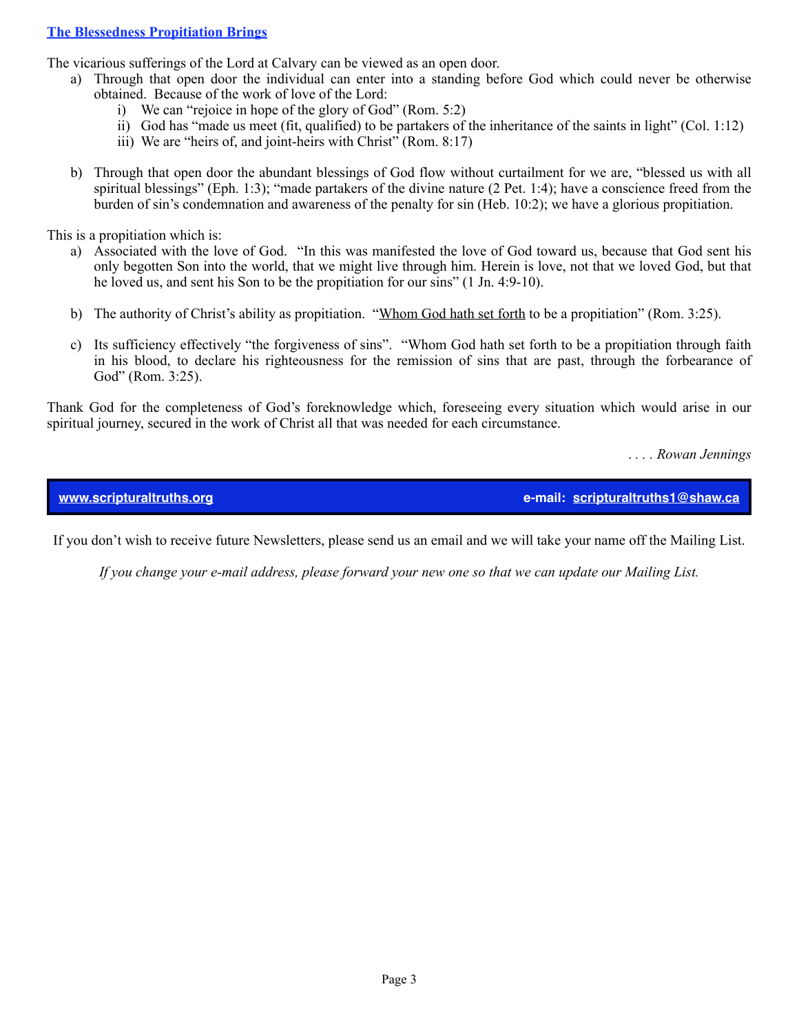## [The Blessedness Propitiation Brings]

The vicarious sufferings of the Lord at Calvary can be viewed as an open door.

a) Through that open door the individual can enter into a standing before God which could never be otherwise obtained. Because of the work of love of the Lord:
   i) We can "rejoice in hope of the glory of God" (Rom. 5:2)
   ii) God has "made us meet (fit, qualified) to be partakers of the inheritance of the saints in light" (Col. 1:12)
   iii) We are "heirs of, and joint-heirs with Christ" (Rom. 8:17)

b) Through that open door the abundant blessings of God flow without curtailment for we are, "blessed us with all spiritual blessings" (Eph. 1:3); "made partakers of the divine nature (2 Pet. 1:4); have a conscience freed from the burden of sin's condemnation and awareness of the penalty for sin (Heb. 10:2); we have a glorious propitiation.

This is a propitiation which is:

a) Associated with the love of God. "In this was manifested the love of God toward us, because that God sent his only begotten Son into the world, that we might live through him. Herein is love, not that we loved God, but that he loved us, and sent his Son to be the propitiation for our sins" (1 Jn. 4:9-10).

b) The authority of Christ's ability as propitiation. "<u>Whom God hath set forth</u> to be a propitiation" (Rom. 3:25).

c) Its sufficiency effectively "the forgiveness of sins". "Whom God hath set forth to be a propitiation through faith in his blood, to declare his righteousness for the remission of sins that are past, through the forbearance of God" (Rom. 3:25).

Thank God for the completeness of God's foreknowledge which, foreseeing every situation which would arise in our spiritual journey, secured in the work of Christ all that was needed for each circumstance.

*. . . . Rowan Jennings*

**www.scripturaltruths.org** **e-mail: scripturaltruths1@shaw.ca**

If you don't wish to receive future Newsletters, please send us an email and we will take your name off the Mailing List.

*If you change your e-mail address, please forward your new one so that we can update our Mailing List.*